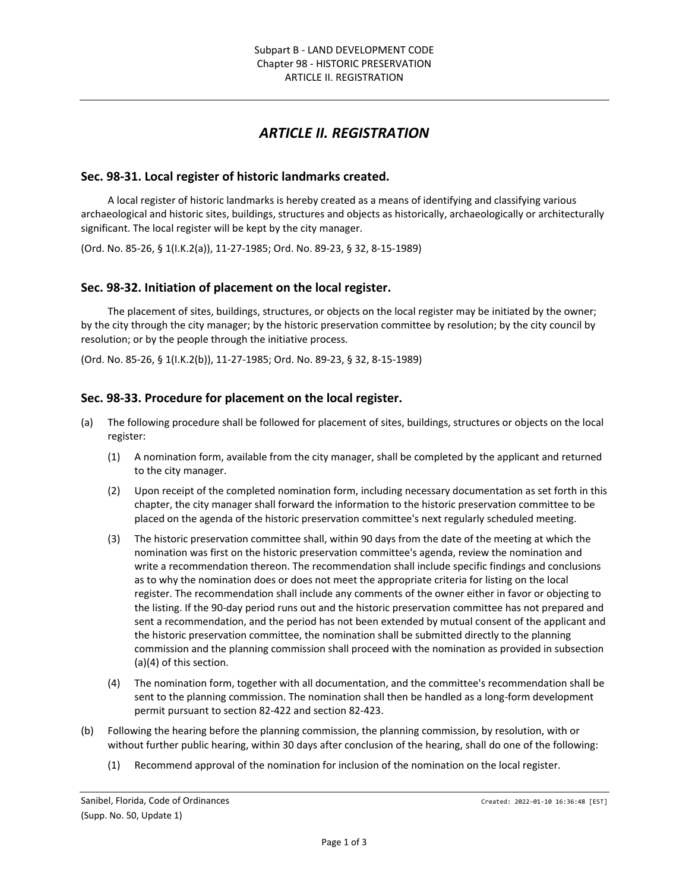# ARTICLE II. REGISTRATION

## Sec. 98-31. Local register of historic landmarks created.

A local register of historic landmarks is hereby created as a means of identifying and classifying various archaeological and historic sites, buildings, structures and objects as historically, archaeologically or architecturally significant. The local register will be kept by the city manager.

(Ord. No. 85-26, § 1(I.K.2(a)), 11-27-1985; Ord. No. 89-23, § 32, 8-15-1989)

## Sec. 98-32. Initiation of placement on the local register.

The placement of sites, buildings, structures, or objects on the local register may be initiated by the owner; by the city through the city manager; by the historic preservation committee by resolution; by the city council by resolution; or by the people through the initiative process.

(Ord. No. 85-26, § 1(I.K.2(b)), 11-27-1985; Ord. No. 89-23, § 32, 8-15-1989)

## Sec. 98-33. Procedure for placement on the local register.

(a) The following procedure shall be followed for placement of sites, buildings, structures or objects on the local register:

   (1) A nomination form, available from the city manager, shall be completed by the applicant and returned to the city manager.

   (2) Upon receipt of the completed nomination form, including necessary documentation as set forth in this chapter, the city manager shall forward the information to the historic preservation committee to be placed on the agenda of the historic preservation committee's next regularly scheduled meeting.

   (3) The historic preservation committee shall, within 90 days from the date of the meeting at which the nomination was first on the historic preservation committee's agenda, review the nomination and write a recommendation thereon. The recommendation shall include specific findings and conclusions as to why the nomination does or does not meet the appropriate criteria for listing on the local register. The recommendation shall include any comments of the owner either in favor or objecting to the listing. If the 90-day period runs out and the historic preservation committee has not prepared and sent a recommendation, and the period has not been extended by mutual consent of the applicant and the historic preservation committee, the nomination shall be submitted directly to the planning commission and the planning commission shall proceed with the nomination as provided in subsection (a)(4) of this section.

   (4) The nomination form, together with all documentation, and the committee's recommendation shall be sent to the planning commission. The nomination shall then be handled as a long-form development permit pursuant to section 82-422 and section 82-423.

(b) Following the hearing before the planning commission, the planning commission, by resolution, with or without further public hearing, within 30 days after conclusion of the hearing, shall do one of the following:

   (1) Recommend approval of the nomination for inclusion of the nomination on the local register.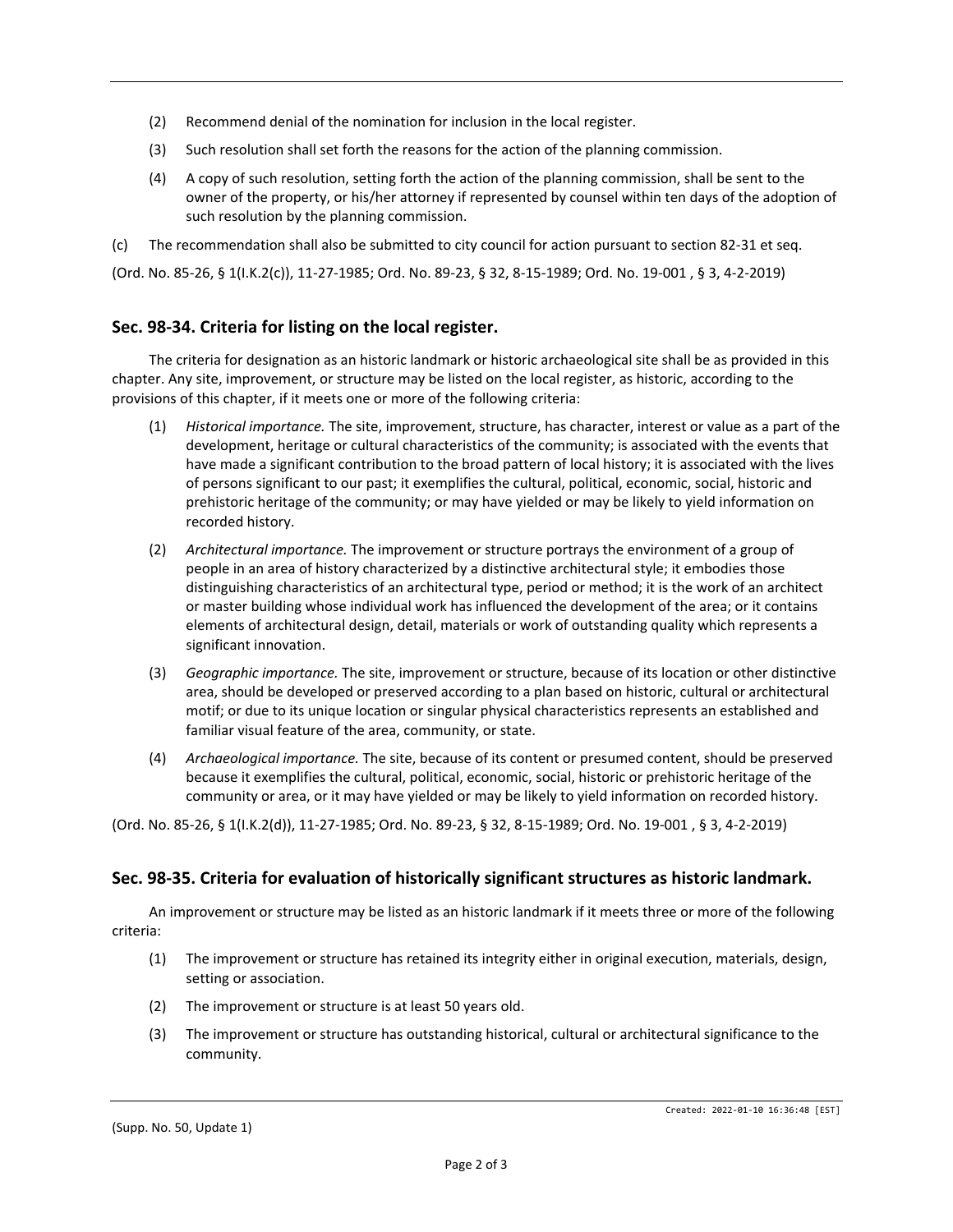(2) Recommend denial of the nomination for inclusion in the local register.

(3) Such resolution shall set forth the reasons for the action of the planning commission.

(4) A copy of such resolution, setting forth the action of the planning commission, shall be sent to the owner of the property, or his/her attorney if represented by counsel within ten days of the adoption of such resolution by the planning commission.

(c) The recommendation shall also be submitted to city council for action pursuant to section 82-31 et seq.

(Ord. No. 85-26, § 1(I.K.2(c)), 11-27-1985; Ord. No. 89-23, § 32, 8-15-1989; Ord. No. 19-001 , § 3, 4-2-2019)

## Sec. 98-34. Criteria for listing on the local register.

The criteria for designation as an historic landmark or historic archaeological site shall be as provided in this chapter. Any site, improvement, or structure may be listed on the local register, as historic, according to the provisions of this chapter, if it meets one or more of the following criteria:

(1) *Historical importance.* The site, improvement, structure, has character, interest or value as a part of the development, heritage or cultural characteristics of the community; is associated with the events that have made a significant contribution to the broad pattern of local history; it is associated with the lives of persons significant to our past; it exemplifies the cultural, political, economic, social, historic and prehistoric heritage of the community; or may have yielded or may be likely to yield information on recorded history.

(2) *Architectural importance.* The improvement or structure portrays the environment of a group of people in an area of history characterized by a distinctive architectural style; it embodies those distinguishing characteristics of an architectural type, period or method; it is the work of an architect or master building whose individual work has influenced the development of the area; or it contains elements of architectural design, detail, materials or work of outstanding quality which represents a significant innovation.

(3) *Geographic importance.* The site, improvement or structure, because of its location or other distinctive area, should be developed or preserved according to a plan based on historic, cultural or architectural motif; or due to its unique location or singular physical characteristics represents an established and familiar visual feature of the area, community, or state.

(4) *Archaeological importance.* The site, because of its content or presumed content, should be preserved because it exemplifies the cultural, political, economic, social, historic or prehistoric heritage of the community or area, or it may have yielded or may be likely to yield information on recorded history.

(Ord. No. 85-26, § 1(I.K.2(d)), 11-27-1985; Ord. No. 89-23, § 32, 8-15-1989; Ord. No. 19-001 , § 3, 4-2-2019)

## Sec. 98-35. Criteria for evaluation of historically significant structures as historic landmark.

An improvement or structure may be listed as an historic landmark if it meets three or more of the following criteria:

(1) The improvement or structure has retained its integrity either in original execution, materials, design, setting or association.

(2) The improvement or structure is at least 50 years old.

(3) The improvement or structure has outstanding historical, cultural or architectural significance to the community.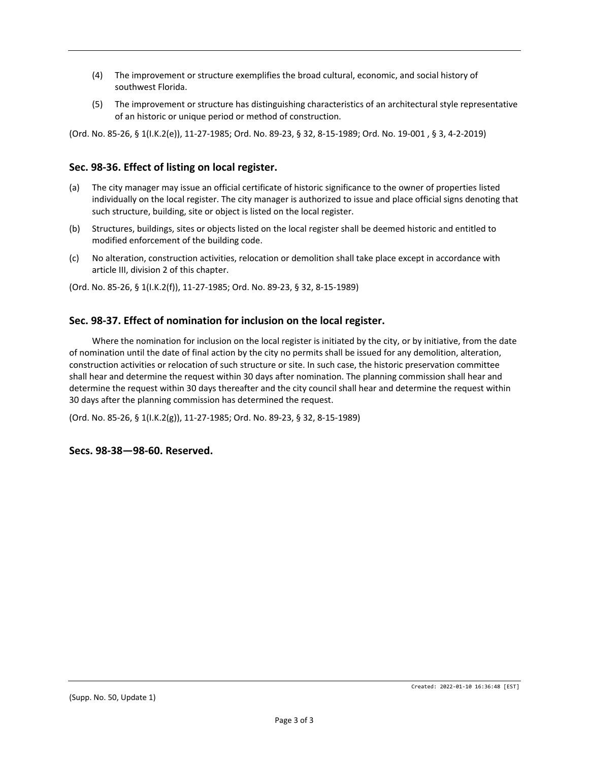(4) The improvement or structure exemplifies the broad cultural, economic, and social history of southwest Florida.

(5) The improvement or structure has distinguishing characteristics of an architectural style representative of an historic or unique period or method of construction.

(Ord. No. 85-26, § 1(I.K.2(e)), 11-27-1985; Ord. No. 89-23, § 32, 8-15-1989; Ord. No. 19-001 , § 3, 4-2-2019)

## Sec. 98-36. Effect of listing on local register.

(a) The city manager may issue an official certificate of historic significance to the owner of properties listed individually on the local register. The city manager is authorized to issue and place official signs denoting that such structure, building, site or object is listed on the local register.

(b) Structures, buildings, sites or objects listed on the local register shall be deemed historic and entitled to modified enforcement of the building code.

(c) No alteration, construction activities, relocation or demolition shall take place except in accordance with article III, division 2 of this chapter.

(Ord. No. 85-26, § 1(I.K.2(f)), 11-27-1985; Ord. No. 89-23, § 32, 8-15-1989)

## Sec. 98-37. Effect of nomination for inclusion on the local register.

Where the nomination for inclusion on the local register is initiated by the city, or by initiative, from the date of nomination until the date of final action by the city no permits shall be issued for any demolition, alteration, construction activities or relocation of such structure or site. In such case, the historic preservation committee shall hear and determine the request within 30 days after nomination. The planning commission shall hear and determine the request within 30 days thereafter and the city council shall hear and determine the request within 30 days after the planning commission has determined the request.

(Ord. No. 85-26, § 1(I.K.2(g)), 11-27-1985; Ord. No. 89-23, § 32, 8-15-1989)

## Secs. 98-38—98-60. Reserved.